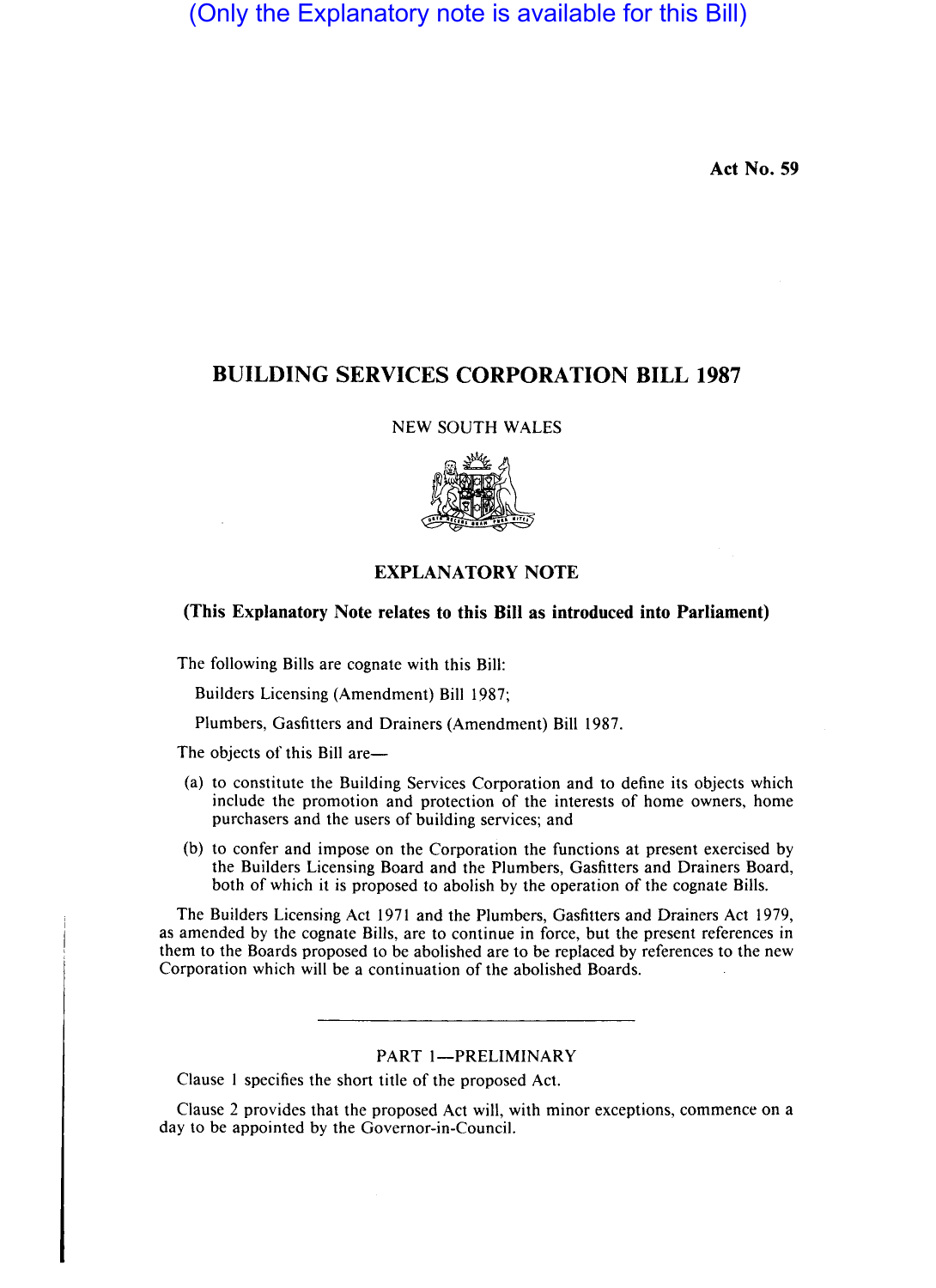(Only the Explanatory note is available for this Bill)

**Act No. 59**

# BUILDING SERVICES CORPORATION BILL 1987

NEW SOUTH WALES

## EXPLANATORY NOTE

**(This Explanatory Note relates to this Bill as introduced into Parliament)**

The following Bills are cognate with this Bill:

Builders Licensing (Amendment) Bill 1987;

Plumbers, Gasfitters and Drainers (Amendment) Bill 1987.

The objects of this Bill are—

(a) to constitute the Building Services Corporation and to define its objects which include the promotion and protection of the interests of home owners, home purchasers and the users of building services; and

(b) to confer and impose on the Corporation the functions at present exercised by the Builders Licensing Board and the Plumbers, Gasfitters and Drainers Board, both of which it is proposed to abolish by the operation of the cognate Bills.

The Builders Licensing Act 1971 and the Plumbers, Gasfitters and Drainers Act 1979, as amended by the cognate Bills, are to continue in force, but the present references in them to the Boards proposed to be abolished are to be replaced by references to the new Corporation which will be a continuation of the abolished Boards.

---

### PART 1—PRELIMINARY

Clause 1 specifies the short title of the proposed Act.

Clause 2 provides that the proposed Act will, with minor exceptions, commence on a day to be appointed by the Governor-in-Council.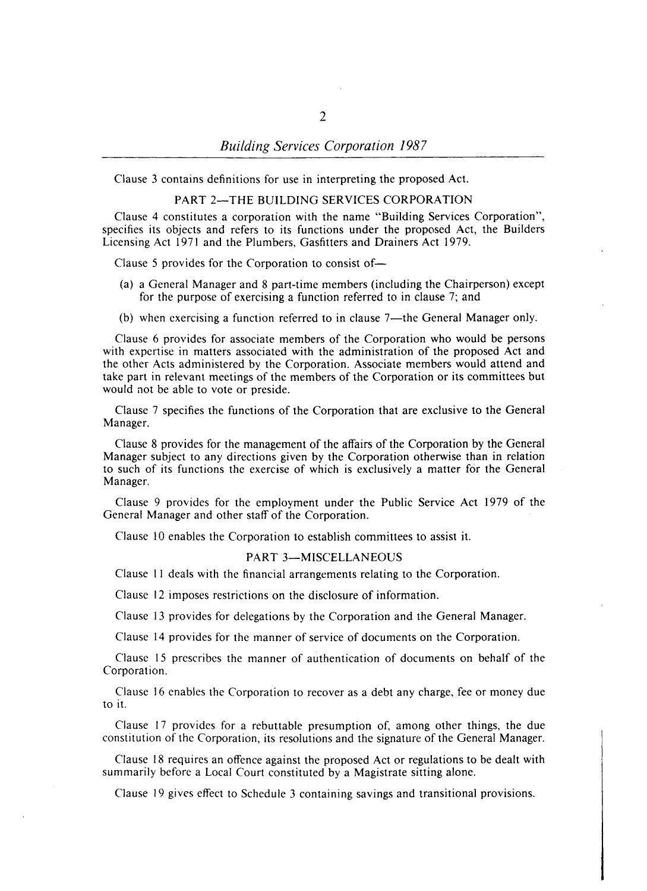Clause 3 contains definitions for use in interpreting the proposed Act.

## PART 2—THE BUILDING SERVICES CORPORATION

Clause 4 constitutes a corporation with the name "Building Services Corporation", specifies its objects and refers to its functions under the proposed Act, the Builders Licensing Act 1971 and the Plumbers, Gasfitters and Drainers Act 1979.

Clause 5 provides for the Corporation to consist of—

(a) a General Manager and 8 part-time members (including the Chairperson) except for the purpose of exercising a function referred to in clause 7; and

(b) when exercising a function referred to in clause 7—the General Manager only.

Clause 6 provides for associate members of the Corporation who would be persons with expertise in matters associated with the administration of the proposed Act and the other Acts administered by the Corporation. Associate members would attend and take part in relevant meetings of the members of the Corporation or its committees but would not be able to vote or preside.

Clause 7 specifies the functions of the Corporation that are exclusive to the General Manager.

Clause 8 provides for the management of the affairs of the Corporation by the General Manager subject to any directions given by the Corporation otherwise than in relation to such of its functions the exercise of which is exclusively a matter for the General Manager.

Clause 9 provides for the employment under the Public Service Act 1979 of the General Manager and other staff of the Corporation.

Clause 10 enables the Corporation to establish committees to assist it.

## PART 3—MISCELLANEOUS

Clause 11 deals with the financial arrangements relating to the Corporation.

Clause 12 imposes restrictions on the disclosure of information.

Clause 13 provides for delegations by the Corporation and the General Manager.

Clause 14 provides for the manner of service of documents on the Corporation.

Clause 15 prescribes the manner of authentication of documents on behalf of the Corporation.

Clause 16 enables the Corporation to recover as a debt any charge, fee or money due to it.

Clause 17 provides for a rebuttable presumption of, among other things, the due constitution of the Corporation, its resolutions and the signature of the General Manager.

Clause 18 requires an offence against the proposed Act or regulations to be dealt with summarily before a Local Court constituted by a Magistrate sitting alone.

Clause 19 gives effect to Schedule 3 containing savings and transitional provisions.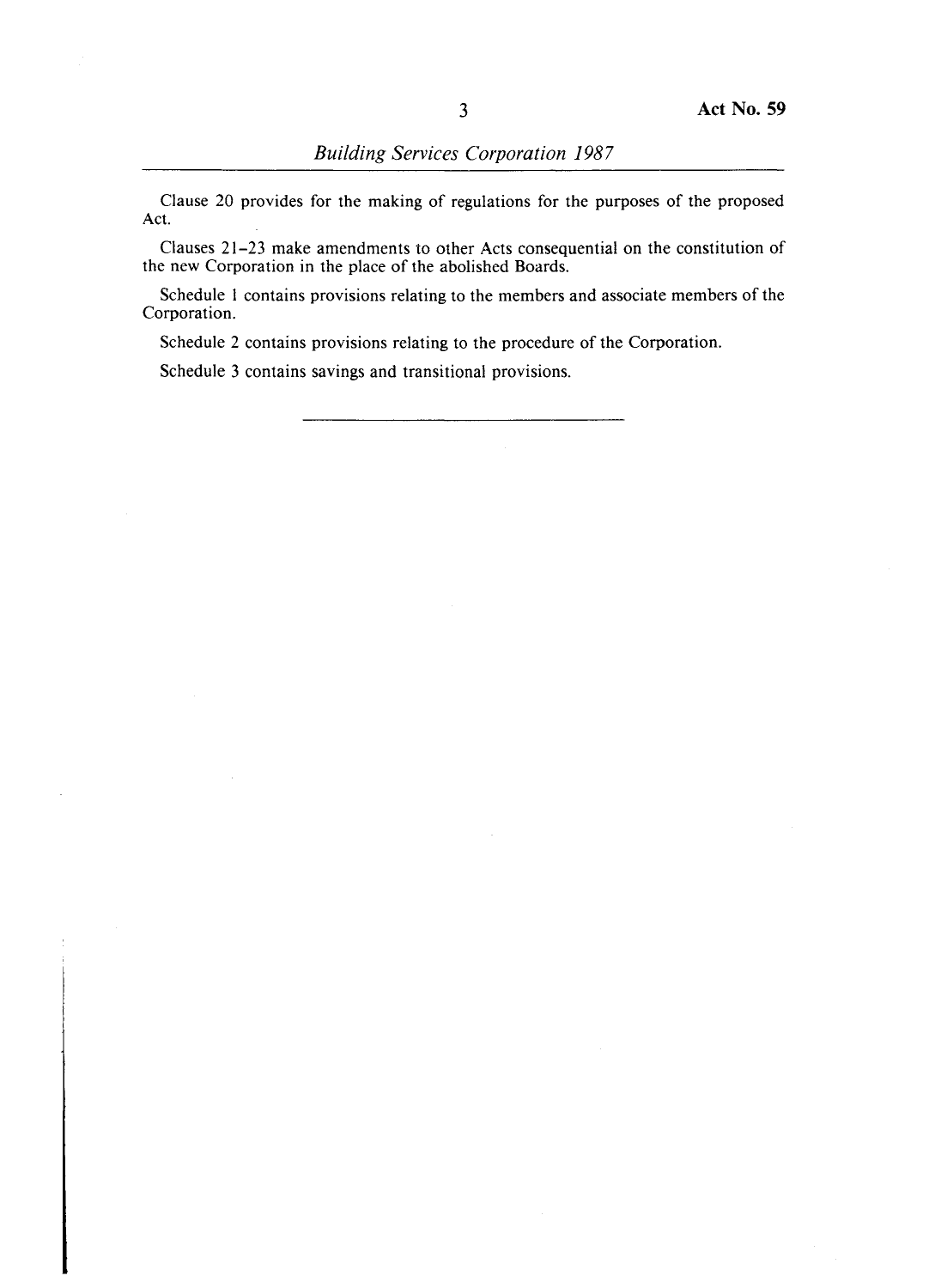Clause 20 provides for the making of regulations for the purposes of the proposed Act.

Clauses 21–23 make amendments to other Acts consequential on the constitution of the new Corporation in the place of the abolished Boards.

Schedule 1 contains provisions relating to the members and associate members of the Corporation.

Schedule 2 contains provisions relating to the procedure of the Corporation.

Schedule 3 contains savings and transitional provisions.